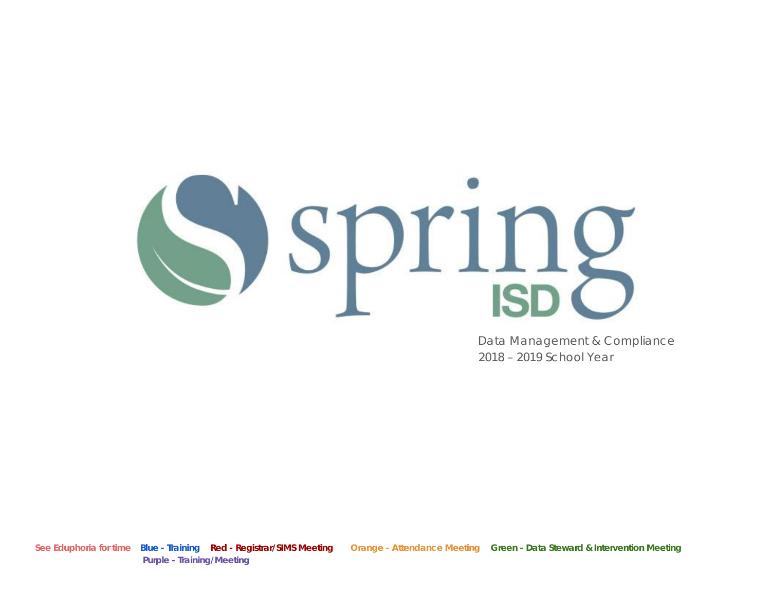spring ISD

Data Management & Compliance
2018 – 2019 School Year

See Eduphoria for time **Blue - Training** **Red - Registrar/SIMS Meeting** **Orange - Attendance Meeting** **Green - Data Steward & Intervention Meeting**
**Purple - Training/Meeting**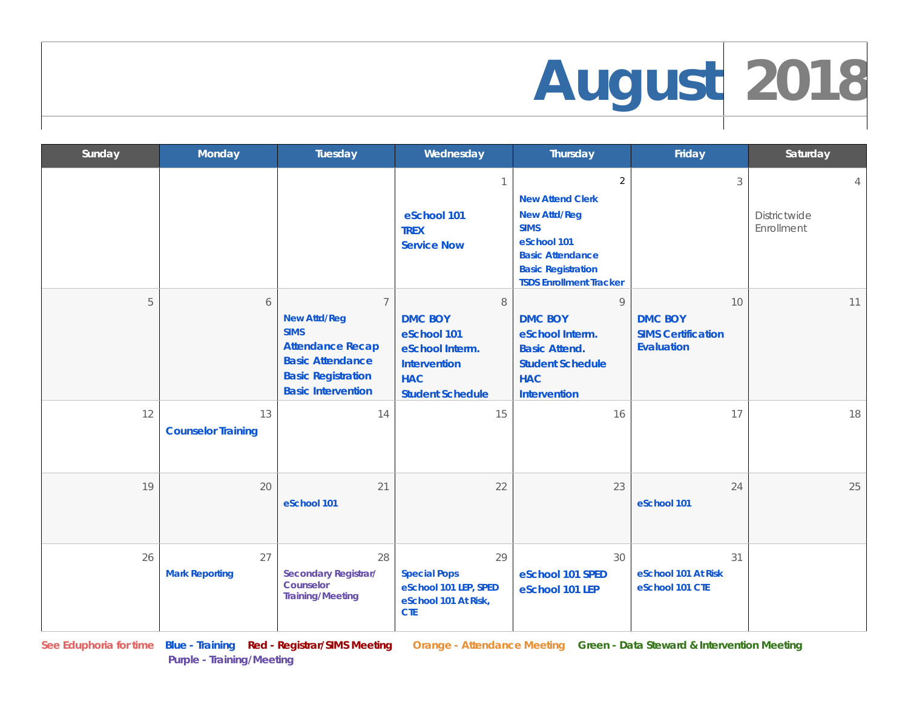# August 2018

| Sunday | Monday | Tuesday | Wednesday | Thursday | Friday | Saturday |
|---|---|---|---|---|---|---|
| | | | 1<br>eSchool 101<br>TREX<br>Service Now | 2<br>New Attend Clerk<br>New Attd/Reg<br>SIMS<br>eSchool 101<br>Basic Attendance<br>Basic Registration<br>TSDS Enrollment Tracker | 3 | 4<br>Districtwide Enrollment |
| 5 | 6 | 7<br>New Attd/Reg<br>SIMS<br>Attendance Recap<br>Basic Attendance<br>Basic Registration<br>Basic Intervention | 8<br>DMC BOY<br>eSchool 101<br>eSchool Interm.<br>Intervention<br>HAC<br>Student Schedule | 9<br>DMC BOY<br>eSchool Interm.<br>Basic Attend.<br>Student Schedule<br>HAC<br>Intervention | 10<br>DMC BOY<br>SIMS Certification<br>Evaluation | 11 |
| 12 | 13<br>Counselor Training | 14 | 15 | 16 | 17 | 18 |
| 19 | 20 | 21<br>eSchool 101 | 22 | 23 | 24<br>eSchool 101 | 25 |
| 26 | 27<br>Mark Reporting | 28<br>Secondary Registrar/ Counselor Training/Meeting | 29<br>Special Pops<br>eSchool 101 LEP, SPED<br>eSchool 101 At Risk, CTE | 30<br>eSchool 101 SPED<br>eSchool 101 LEP | 31<br>eSchool 101 At Risk<br>eSchool 101 CTE | |

See Eduphoria for time Blue - Training Red - Registrar/SIMS Meeting Orange - Attendance Meeting Green - Data Steward & Intervention Meeting Purple - Training/Meeting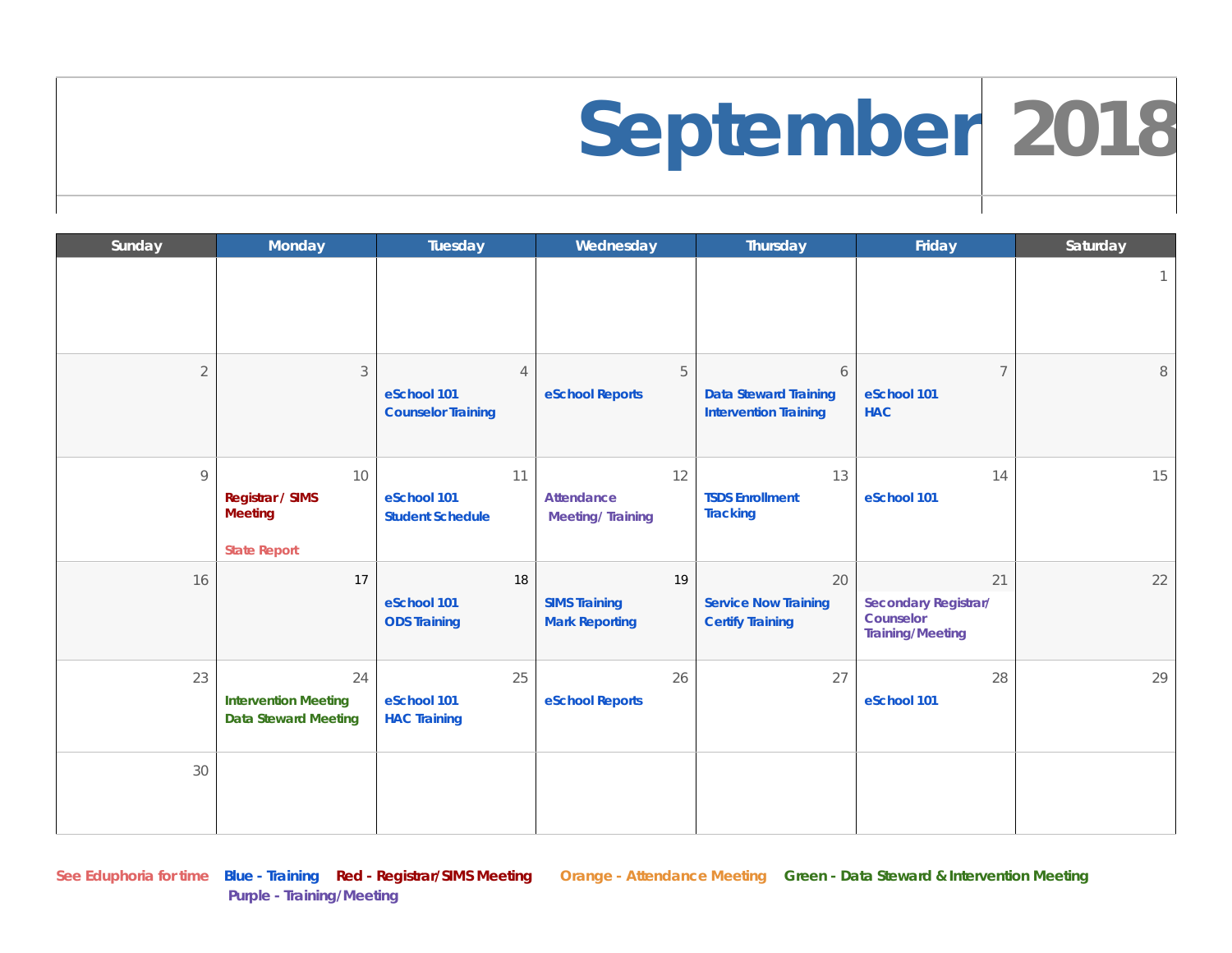# September 2018

| Sunday | Monday | Tuesday | Wednesday | Thursday | Friday | Saturday |
|---|---|---|---|---|---|---|
| | | | | | | 1 |
| 2 | 3 | 4<br>eSchool 101<br>Counselor Training | 5<br>eSchool Reports | 6<br>Data Steward Training<br>Intervention Training | 7<br>eSchool 101<br>HAC | 8 |
| 9 | 10<br>Registrar / SIMS Meeting<br><br>State Report | 11<br>eSchool 101<br>Student Schedule | 12<br>Attendance Meeting/ Training | 13<br>TSDS Enrollment Tracking | 14<br>eSchool 101 | 15 |
| 16 | 17 | 18<br>eSchool 101<br>ODS Training | 19<br>SIMS Training<br>Mark Reporting | 20<br>Service Now Training<br>Certify Training | 21<br>Secondary Registrar/ Counselor Training/Meeting | 22 |
| 23 | 24<br>Intervention Meeting<br>Data Steward Meeting | 25<br>eSchool 101<br>HAC Training | 26<br>eSchool Reports | 27 | 28<br>eSchool 101 | 29 |
| 30 | | | | | | |

See Eduphoria for time Blue - Training Red - Registrar/SIMS Meeting Orange - Attendance Meeting Green - Data Steward & Intervention Meeting Purple - Training/Meeting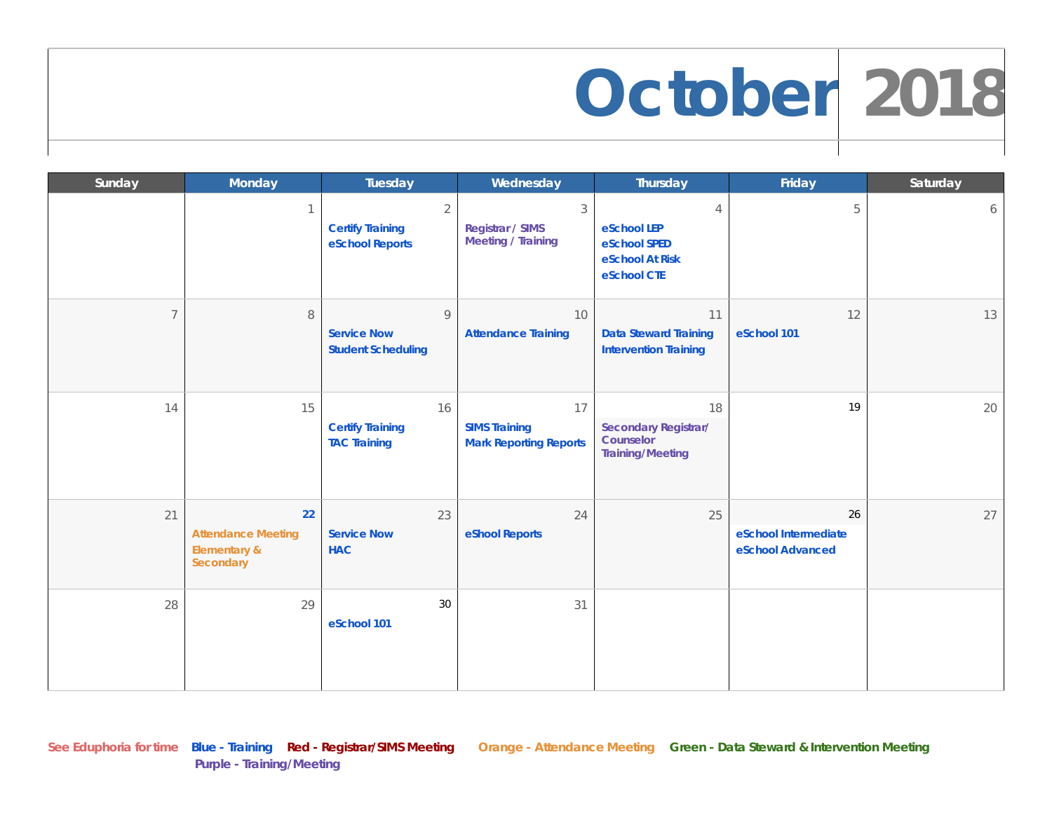# October 2018

| Sunday | Monday | Tuesday | Wednesday | Thursday | Friday | Saturday |
|---|---|---|---|---|---|---|
| | 1 | 2<br>Certify Training<br>eSchool Reports | 3<br>Registrar / SIMS Meeting / Training | 4<br>eSchool LEP<br>eSchool SPED<br>eSchool At Risk<br>eSchool CTE | 5 | 6 |
| 7 | 8 | 9<br>Service Now<br>Student Scheduling | 10<br>Attendance Training | 11<br>Data Steward Training<br>Intervention Training | 12<br>eSchool 101 | 13 |
| 14 | 15 | 16<br>Certify Training<br>TAC Training | 17<br>SIMS Training<br>Mark Reporting Reports | 18<br>Secondary Registrar/ Counselor Training/Meeting | 19 | 20 |
| 21 | 22<br>Attendance Meeting<br>Elementary & Secondary | 23<br>Service Now<br>HAC | 24<br>eShool Reports | 25 | 26<br>eSchool Intermediate<br>eSchool Advanced | 27 |
| 28 | 29 | 30<br>eSchool 101 | 31 | | | |

See Eduphoria for time    Blue - Training    Red - Registrar/SIMS Meeting    Orange - Attendance Meeting    Green - Data Steward & Intervention Meeting
Purple - Training/Meeting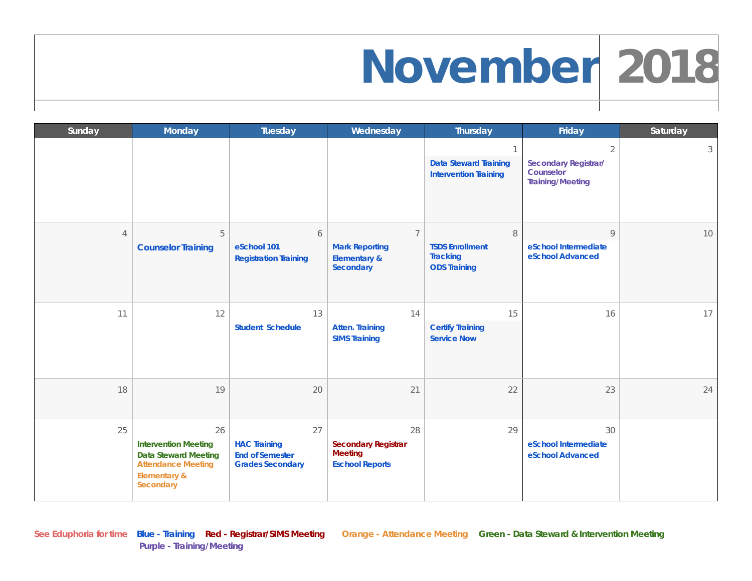# November 2018

| Sunday | Monday | Tuesday | Wednesday | Thursday | Friday | Saturday |
|---|---|---|---|---|---|---|
| | | | | 1<br>Data Steward Training<br>Intervention Training | 2<br>Secondary Registrar/ Counselor Training/Meeting | 3 |
| 4 | 5<br>Counselor Training | 6<br>eSchool 101<br>Registration Training | 7<br>Mark Reporting<br>Elementary & Secondary | 8<br>TSDS Enrollment Tracking<br>ODS Training | 9<br>eSchool Intermediate<br>eSchool Advanced | 10 |
| 11 | 12 | 13<br>Student Schedule | 14<br>Atten. Training<br>SIMS Training | 15<br>Certify Training<br>Service Now | 16 | 17 |
| 18 | 19 | 20 | 21 | 22 | 23 | 24 |
| 25 | 26<br>Intervention Meeting<br>Data Steward Meeting<br>Attendance Meeting<br>Elementary & Secondary | 27<br>HAC Training<br>End of Semester Grades Secondary | 28<br>Secondary Registrar Meeting<br>Eschool Reports | 29 | 30<br>eSchool Intermediate<br>eSchool Advanced | |

See Eduphoria for time  Blue - Training  Red - Registrar/SIMS Meeting  Orange - Attendance Meeting  Green - Data Steward & Intervention Meeting  Purple - Training/Meeting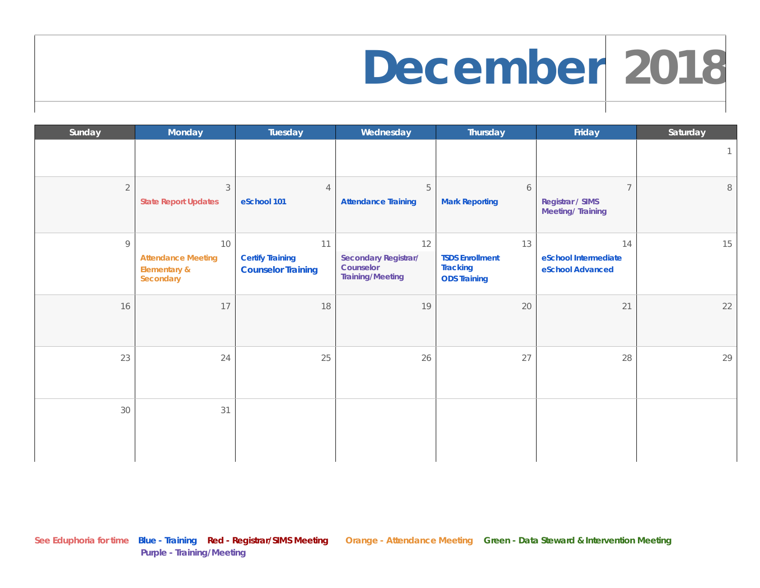# December 2018

| Sunday | Monday | Tuesday | Wednesday | Thursday | Friday | Saturday |
|---|---|---|---|---|---|---|
| | | | | | | 1 |
| 2 | 3 State Report Updates | 4 eSchool 101 | 5 Attendance Training | 6 Mark Reporting | 7 Registrar / SIMS Meeting/ Training | 8 |
| 9 | 10 Attendance Meeting Elementary & Secondary | 11 Certify Training Counselor Training | 12 Secondary Registrar/ Counselor Training/Meeting | 13 TSDS Enrollment Tracking ODS Training | 14 eSchool Intermediate eSchool Advanced | 15 |
| 16 | 17 | 18 | 19 | 20 | 21 | 22 |
| 23 | 24 | 25 | 26 | 27 | 28 | 29 |
| 30 | 31 | | | | | |

See Eduphoria for time   Blue - Training   Red - Registrar/SIMS Meeting   Orange - Attendance Meeting   Green - Data Steward & Intervention Meeting   Purple - Training/Meeting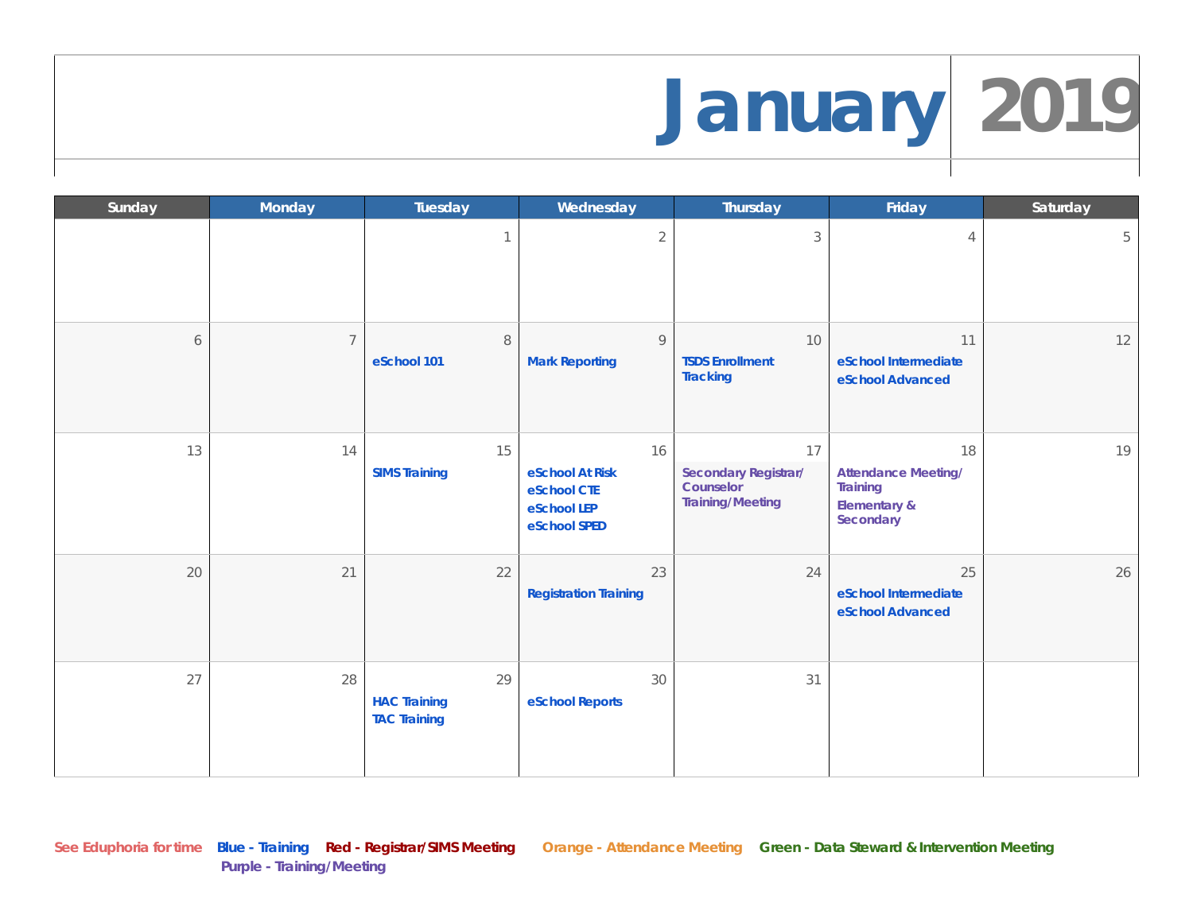# January 2019

| Sunday | Monday | Tuesday | Wednesday | Thursday | Friday | Saturday |
|---|---|---|---|---|---|---|
| | | 1 | 2 | 3 | 4 | 5 |
| 6 | 7 | 8<br>eSchool 101 | 9<br>Mark Reporting | 10<br>TSDS Enrollment Tracking | 11<br>eSchool Intermediate<br>eSchool Advanced | 12 |
| 13 | 14 | 15<br>SIMS Training | 16<br>eSchool At Risk<br>eSchool CTE<br>eSchool LEP<br>eSchool SPED | 17<br>Secondary Registrar/ Counselor Training/Meeting | 18<br>Attendance Meeting/ Training<br>Elementary & Secondary | 19 |
| 20 | 21 | 22 | 23<br>Registration Training | 24 | 25<br>eSchool Intermediate<br>eSchool Advanced | 26 |
| 27 | 28 | 29<br>HAC Training<br>TAC Training | 30<br>eSchool Reports | 31 | | |

See Eduphoria for time  Blue - Training  Red - Registrar/SIMS Meeting  Orange - Attendance Meeting  Green - Data Steward & Intervention Meeting  Purple - Training/Meeting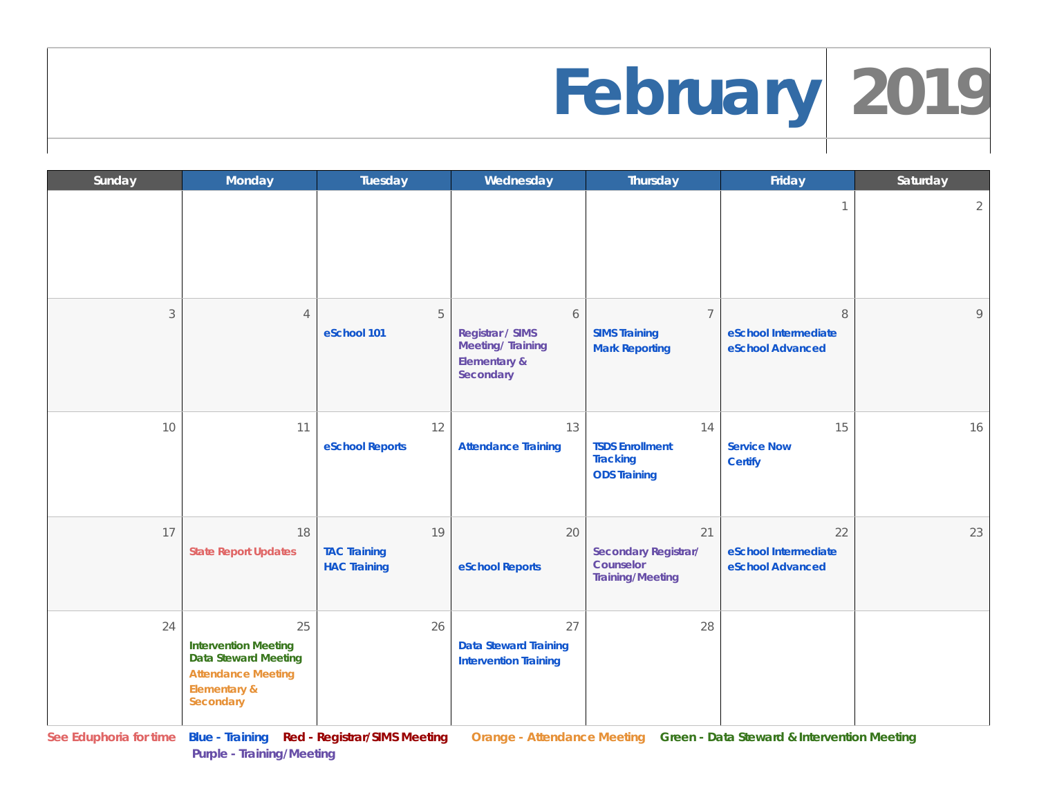# February 2019

| Sunday | Monday | Tuesday | Wednesday | Thursday | Friday | Saturday |
|---|---|---|---|---|---|---|
| | | | | | 1 | 2 |
| 3 | 4 | 5 eSchool 101 | 6 Registrar / SIMS Meeting/ Training Elementary & Secondary | 7 SIMS Training Mark Reporting | 8 eSchool Intermediate eSchool Advanced | 9 |
| 10 | 11 | 12 eSchool Reports | 13 Attendance Training | 14 TSDS Enrollment Tracking ODS Training | 15 Service Now Certify | 16 |
| 17 | 18 State Report Updates | 19 TAC Training HAC Training | 20 eSchool Reports | 21 Secondary Registrar/ Counselor Training/Meeting | 22 eSchool Intermediate eSchool Advanced | 23 |
| 24 | 25 Intervention Meeting Data Steward Meeting Attendance Meeting Elementary & Secondary | 26 | 27 Data Steward Training Intervention Training | 28 | | |

See Eduphoria for time  Blue - Training  Red - Registrar/SIMS Meeting  Orange - Attendance Meeting  Green - Data Steward & Intervention Meeting  Purple - Training/Meeting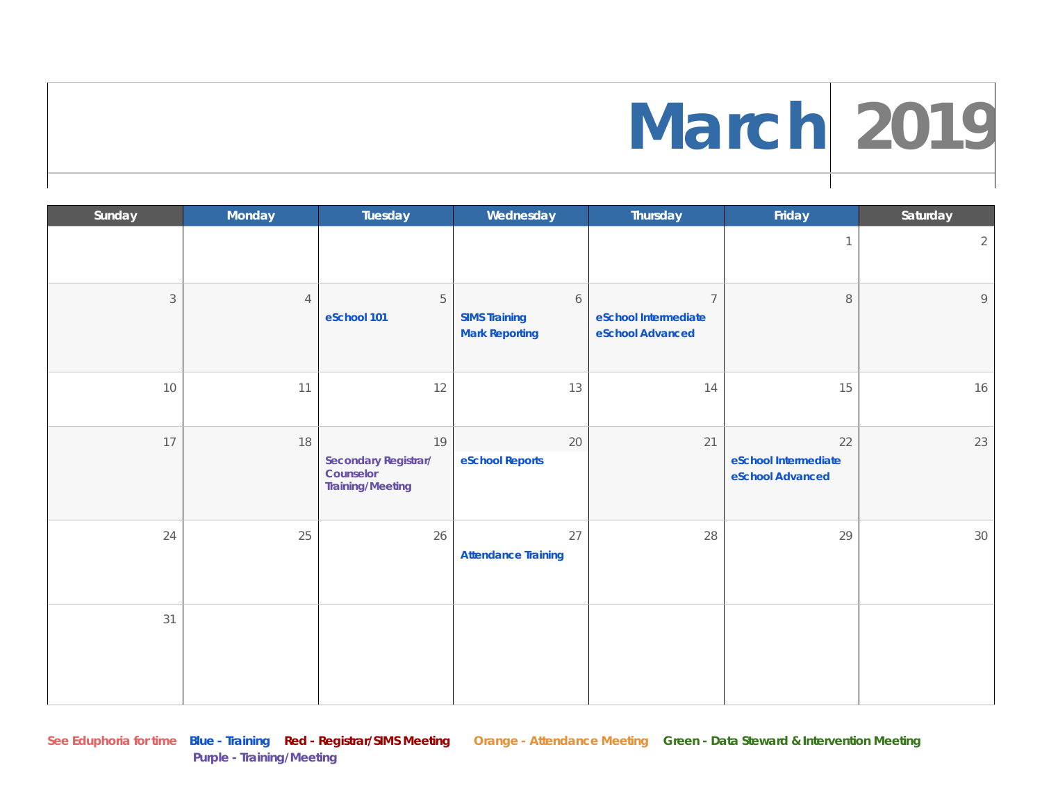# March 2019

| Sunday | Monday | Tuesday | Wednesday | Thursday | Friday | Saturday |
|---|---|---|---|---|---|---|
| | | | | | 1 | 2 |
| 3 | 4 | 5<br>eSchool 101 | 6<br>SIMS Training<br>Mark Reporting | 7<br>eSchool Intermediate<br>eSchool Advanced | 8 | 9 |
| 10 | 11 | 12 | 13 | 14 | 15 | 16 |
| 17 | 18 | 19<br>Secondary Registrar/ Counselor Training/Meeting | 20<br>eSchool Reports | 21 | 22<br>eSchool Intermediate<br>eSchool Advanced | 23 |
| 24 | 25 | 26 | 27<br>Attendance Training | 28 | 29 | 30 |
| 31 | | | | | | |

See Eduphoria for time   Blue - Training   Red - Registrar/SIMS Meeting   Orange - Attendance Meeting   Green - Data Steward & Intervention Meeting
Purple - Training/Meeting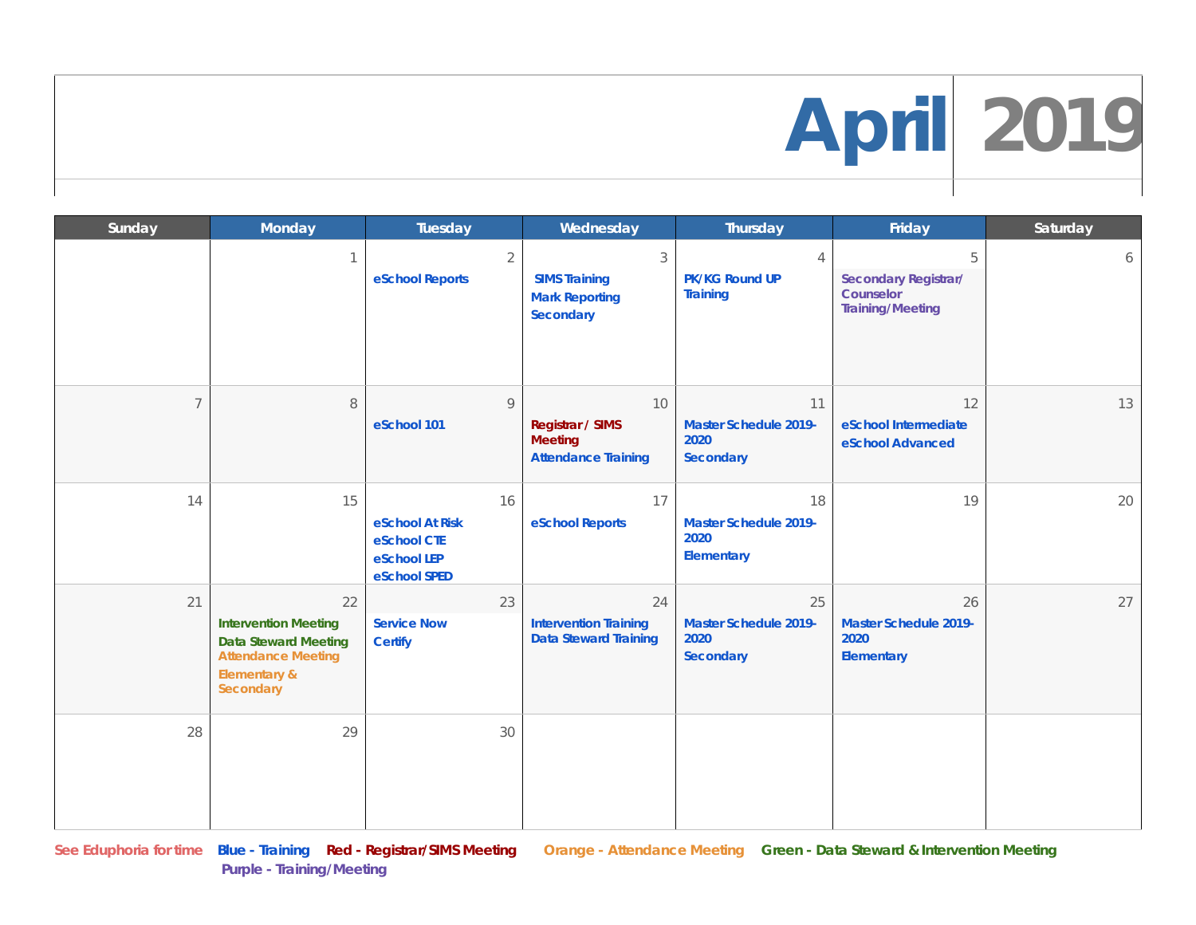# April 2019

| Sunday | Monday | Tuesday | Wednesday | Thursday | Friday | Saturday |
|---|---|---|---|---|---|---|
| | 1 | 2<br>eSchool Reports | 3<br>SIMS Training<br>Mark Reporting<br>Secondary | 4<br>PK/KG Round UP Training | 5<br>Secondary Registrar/ Counselor Training/Meeting | 6 |
| 7 | 8 | 9<br>eSchool 101 | 10<br>Registrar / SIMS Meeting<br>Attendance Training | 11<br>Master Schedule 2019-2020<br>Secondary | 12<br>eSchool Intermediate<br>eSchool Advanced | 13 |
| 14 | 15 | 16<br>eSchool At Risk<br>eSchool CTE<br>eSchool LEP<br>eSchool SPED | 17<br>eSchool Reports | 18<br>Master Schedule 2019-2020<br>Elementary | 19 | 20 |
| 21 | 22<br>Intervention Meeting<br>Data Steward Meeting<br>Attendance Meeting<br>Elementary & Secondary | 23<br>Service Now<br>Certify | 24<br>Intervention Training<br>Data Steward Training | 25<br>Master Schedule 2019-2020<br>Secondary | 26<br>Master Schedule 2019-2020<br>Elementary | 27 |
| 28 | 29 | 30 | | | | |

See Eduphoria for time    Blue - Training    Red - Registrar/SIMS Meeting    Orange - Attendance Meeting    Green - Data Steward & Intervention Meeting    Purple - Training/Meeting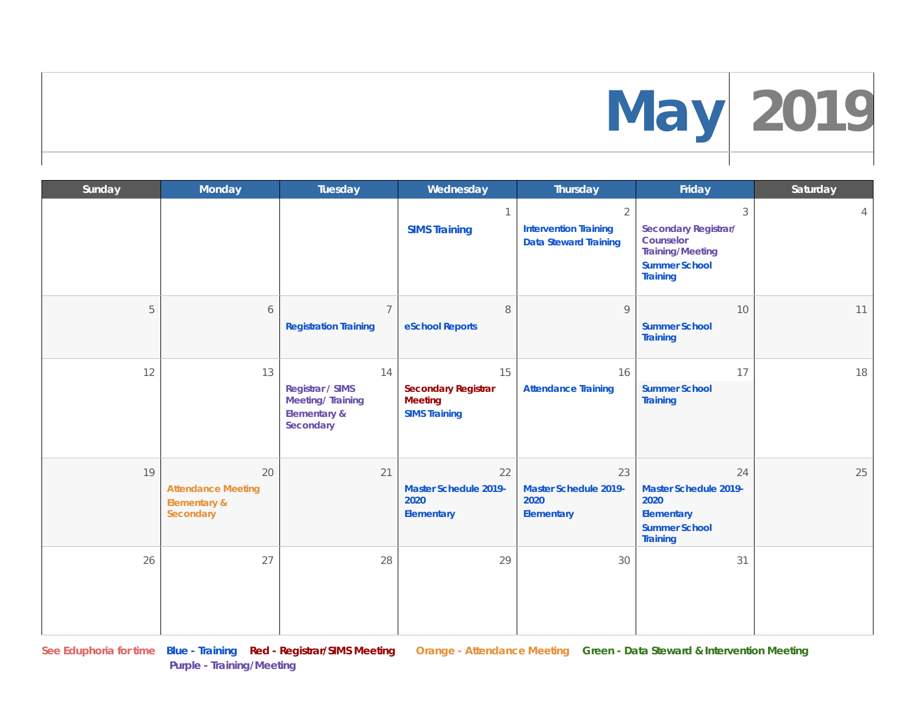# May 2019

| Sunday | Monday | Tuesday | Wednesday | Thursday | Friday | Saturday |
|---|---|---|---|---|---|---|
| | | | 1 SIMS Training | 2 Intervention Training; Data Steward Training | 3 Secondary Registrar/ Counselor Training/Meeting; Summer School Training | 4 |
| 5 | 6 | 7 Registration Training | 8 eSchool Reports | 9 | 10 Summer School Training | 11 |
| 12 | 13 | 14 Registrar / SIMS Meeting/ Training; Elementary & Secondary | 15 Secondary Registrar Meeting; SIMS Training | 16 Attendance Training | 17 Summer School Training | 18 |
| 19 | 20 Attendance Meeting; Elementary & Secondary | 21 | 22 Master Schedule 2019-2020; Elementary | 23 Master Schedule 2019-2020; Elementary | 24 Master Schedule 2019-2020; Elementary; Summer School Training | 25 |
| 26 | 27 | 28 | 29 | 30 | 31 | |

See Eduphoria for time  Blue - Training  Red - Registrar/SIMS Meeting  Orange - Attendance Meeting  Green - Data Steward & Intervention Meeting  Purple - Training/Meeting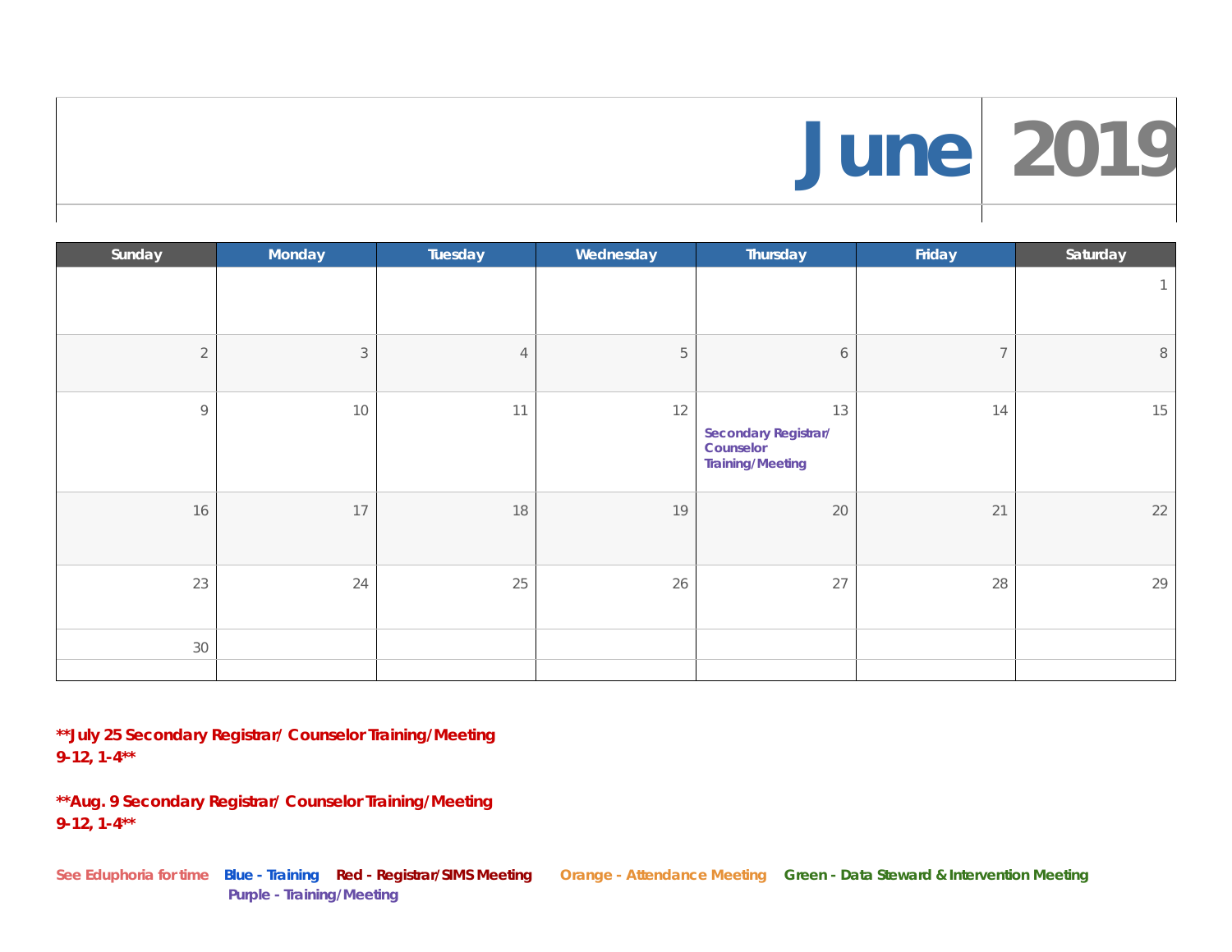# June 2019

| Sunday | Monday | Tuesday | Wednesday | Thursday | Friday | Saturday |
|---|---|---|---|---|---|---|
| | | | | | | 1 |
| 2 | 3 | 4 | 5 | 6 | 7 | 8 |
| 9 | 10 | 11 | 12 | 13 Secondary Registrar/ Counselor Training/Meeting | 14 | 15 |
| 16 | 17 | 18 | 19 | 20 | 21 | 22 |
| 23 | 24 | 25 | 26 | 27 | 28 | 29 |
| 30 | | | | | | |

**\*\*July 25 Secondary Registrar/ Counselor Training/Meeting
9-12, 1-4\*\***

**\*\*Aug. 9 Secondary Registrar/ Counselor Training/Meeting
9-12, 1-4\*\***

See Eduphoria for time Blue - Training Red - Registrar/SIMS Meeting Orange - Attendance Meeting Green - Data Steward & Intervention Meeting Purple - Training/Meeting